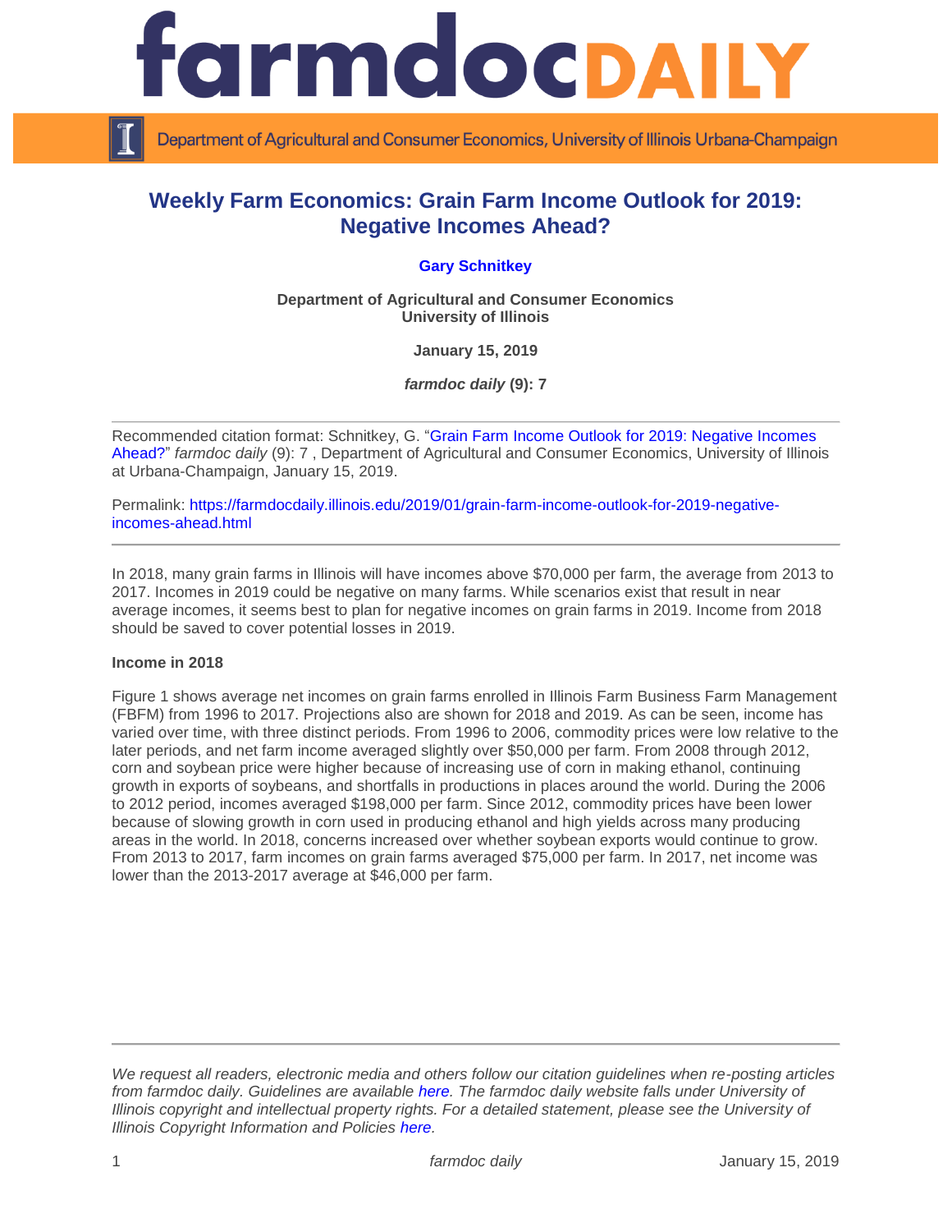# Weekly Farm Economics: Grain Farm Income Outlook for 2019: Negative Incomes Ahead?

**Gary Schnitkey**

**Department of Agricultural and Consumer Economics**
**University of Illinois**

**January 15, 2019**

***farmdoc daily* (9): 7**

---

Recommended citation format: Schnitkey, G. "Grain Farm Income Outlook for 2019: Negative Incomes Ahead?" *farmdoc daily* (9): 7 , Department of Agricultural and Consumer Economics, University of Illinois at Urbana-Champaign, January 15, 2019.

Permalink: https://farmdocdaily.illinois.edu/2019/01/grain-farm-income-outlook-for-2019-negative-incomes-ahead.html

---

In 2018, many grain farms in Illinois will have incomes above $70,000 per farm, the average from 2013 to 2017. Incomes in 2019 could be negative on many farms. While scenarios exist that result in near average incomes, it seems best to plan for negative incomes on grain farms in 2019. Income from 2018 should be saved to cover potential losses in 2019.

**Income in 2018**

Figure 1 shows average net incomes on grain farms enrolled in Illinois Farm Business Farm Management (FBFM) from 1996 to 2017. Projections also are shown for 2018 and 2019. As can be seen, income has varied over time, with three distinct periods. From 1996 to 2006, commodity prices were low relative to the later periods, and net farm income averaged slightly over $50,000 per farm. From 2008 through 2012, corn and soybean price were higher because of increasing use of corn in making ethanol, continuing growth in exports of soybeans, and shortfalls in productions in places around the world. During the 2006 to 2012 period, incomes averaged $198,000 per farm. Since 2012, commodity prices have been lower because of slowing growth in corn used in producing ethanol and high yields across many producing areas in the world. In 2018, concerns increased over whether soybean exports would continue to grow. From 2013 to 2017, farm incomes on grain farms averaged $75,000 per farm. In 2017, net income was lower than the 2013-2017 average at $46,000 per farm.

---

*We request all readers, electronic media and others follow our citation guidelines when re-posting articles from farmdoc daily. Guidelines are available here. The farmdoc daily website falls under University of Illinois copyright and intellectual property rights. For a detailed statement, please see the University of Illinois Copyright Information and Policies here.*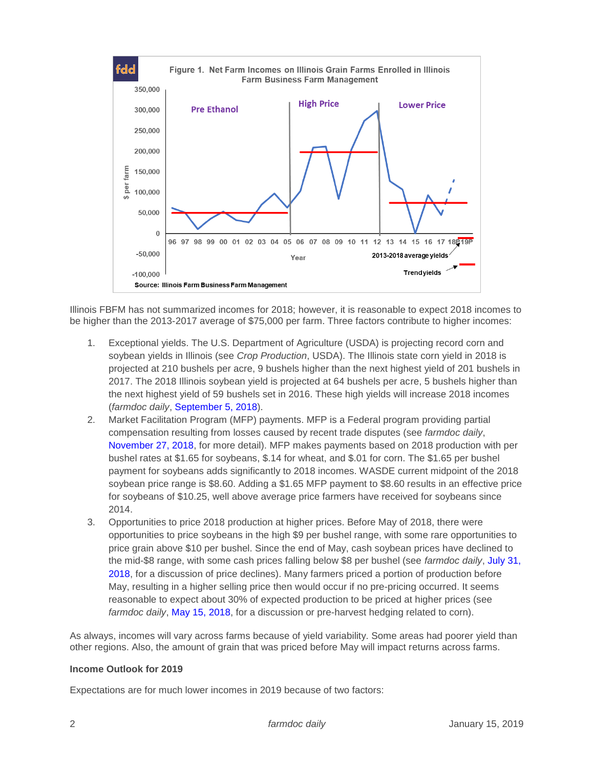fdd

Figure 1. Net Farm Incomes on Illinois Grain Farms Enrolled in Illinois Farm Business Farm Management

350,000
300,000
250,000
200,000
150,000
100,000
50,000
0
-50,000
-100,000

$ per farm

Pre Ethanol

High Price

Lower Price

96 97 98 99 00 01 02 03 04 05 06 07 08 09 10 11 12 13 14 15 16 17 18E 19P

Year

2013-2018 average yields

Trend yields

Source: Illinois Farm Business Farm Management

Illinois FBFM has not summarized incomes for 2018; however, it is reasonable to expect 2018 incomes to be higher than the 2013-2017 average of $75,000 per farm. Three factors contribute to higher incomes:

1. Exceptional yields. The U.S. Department of Agriculture (USDA) is projecting record corn and soybean yields in Illinois (see *Crop Production*, USDA). The Illinois state corn yield in 2018 is projected at 210 bushels per acre, 9 bushels higher than the next highest yield of 201 bushels in 2017. The 2018 Illinois soybean yield is projected at 64 bushels per acre, 5 bushels higher than the next highest yield of 59 bushels set in 2016. These high yields will increase 2018 incomes (*farmdoc daily*, September 5, 2018).
2. Market Facilitation Program (MFP) payments. MFP is a Federal program providing partial compensation resulting from losses caused by recent trade disputes (see *farmdoc daily*, November 27, 2018, for more detail). MFP makes payments based on 2018 production with per bushel rates at $1.65 for soybeans, $.14 for wheat, and $.01 for corn. The $1.65 per bushel payment for soybeans adds significantly to 2018 incomes. WASDE current midpoint of the 2018 soybean price range is $8.60. Adding a $1.65 MFP payment to $8.60 results in an effective price for soybeans of $10.25, well above average price farmers have received for soybeans since 2014.
3. Opportunities to price 2018 production at higher prices. Before May of 2018, there were opportunities to price soybeans in the high $9 per bushel range, with some rare opportunities to price grain above $10 per bushel. Since the end of May, cash soybean prices have declined to the mid-$8 range, with some cash prices falling below $8 per bushel (see *farmdoc daily*, July 31, 2018, for a discussion of price declines). Many farmers priced a portion of production before May, resulting in a higher selling price then would occur if no pre-pricing occurred. It seems reasonable to expect about 30% of expected production to be priced at higher prices (see *farmdoc daily*, May 15, 2018, for a discussion or pre-harvest hedging related to corn).

As always, incomes will vary across farms because of yield variability. Some areas had poorer yield than other regions. Also, the amount of grain that was priced before May will impact returns across farms.

**Income Outlook for 2019**

Expectations are for much lower incomes in 2019 because of two factors: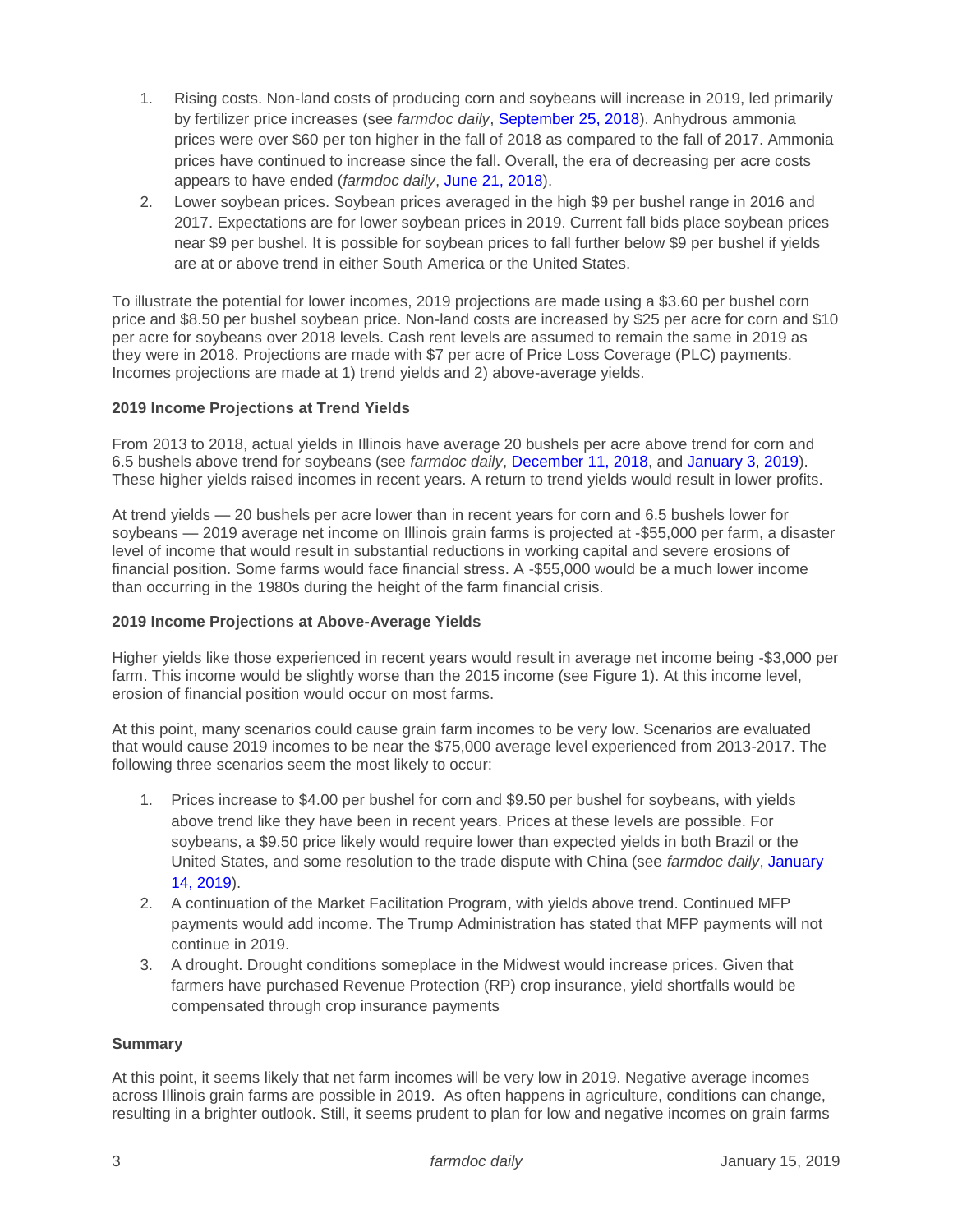1. Rising costs. Non-land costs of producing corn and soybeans will increase in 2019, led primarily by fertilizer price increases (see *farmdoc daily*, September 25, 2018). Anhydrous ammonia prices were over $60 per ton higher in the fall of 2018 as compared to the fall of 2017. Ammonia prices have continued to increase since the fall. Overall, the era of decreasing per acre costs appears to have ended (*farmdoc daily*, June 21, 2018).
2. Lower soybean prices. Soybean prices averaged in the high $9 per bushel range in 2016 and 2017. Expectations are for lower soybean prices in 2019. Current fall bids place soybean prices near $9 per bushel. It is possible for soybean prices to fall further below $9 per bushel if yields are at or above trend in either South America or the United States.

To illustrate the potential for lower incomes, 2019 projections are made using a $3.60 per bushel corn price and $8.50 per bushel soybean price. Non-land costs are increased by $25 per acre for corn and $10 per acre for soybeans over 2018 levels. Cash rent levels are assumed to remain the same in 2019 as they were in 2018. Projections are made with $7 per acre of Price Loss Coverage (PLC) payments. Incomes projections are made at 1) trend yields and 2) above-average yields.

**2019 Income Projections at Trend Yields**

From 2013 to 2018, actual yields in Illinois have average 20 bushels per acre above trend for corn and 6.5 bushels above trend for soybeans (see *farmdoc daily*, December 11, 2018, and January 3, 2019). These higher yields raised incomes in recent years. A return to trend yields would result in lower profits.

At trend yields — 20 bushels per acre lower than in recent years for corn and 6.5 bushels lower for soybeans — 2019 average net income on Illinois grain farms is projected at -$55,000 per farm, a disaster level of income that would result in substantial reductions in working capital and severe erosions of financial position. Some farms would face financial stress. A -$55,000 would be a much lower income than occurring in the 1980s during the height of the farm financial crisis.

**2019 Income Projections at Above-Average Yields**

Higher yields like those experienced in recent years would result in average net income being -$3,000 per farm. This income would be slightly worse than the 2015 income (see Figure 1). At this income level, erosion of financial position would occur on most farms.

At this point, many scenarios could cause grain farm incomes to be very low. Scenarios are evaluated that would cause 2019 incomes to be near the $75,000 average level experienced from 2013-2017. The following three scenarios seem the most likely to occur:

1. Prices increase to $4.00 per bushel for corn and $9.50 per bushel for soybeans, with yields above trend like they have been in recent years. Prices at these levels are possible. For soybeans, a $9.50 price likely would require lower than expected yields in both Brazil or the United States, and some resolution to the trade dispute with China (see *farmdoc daily*, January 14, 2019).
2. A continuation of the Market Facilitation Program, with yields above trend. Continued MFP payments would add income. The Trump Administration has stated that MFP payments will not continue in 2019.
3. A drought. Drought conditions someplace in the Midwest would increase prices. Given that farmers have purchased Revenue Protection (RP) crop insurance, yield shortfalls would be compensated through crop insurance payments

**Summary**

At this point, it seems likely that net farm incomes will be very low in 2019. Negative average incomes across Illinois grain farms are possible in 2019. As often happens in agriculture, conditions can change, resulting in a brighter outlook. Still, it seems prudent to plan for low and negative incomes on grain farms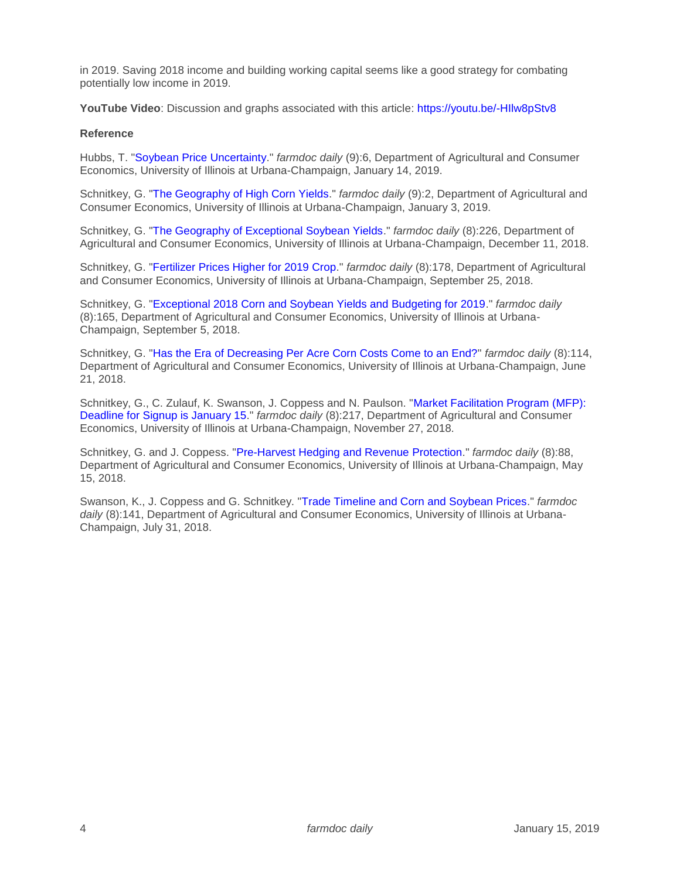in 2019. Saving 2018 income and building working capital seems like a good strategy for combating potentially low income in 2019.

**YouTube Video**: Discussion and graphs associated with this article: https://youtu.be/-HIlw8pStv8

**Reference**

Hubbs, T. "Soybean Price Uncertainty." *farmdoc daily* (9):6, Department of Agricultural and Consumer Economics, University of Illinois at Urbana-Champaign, January 14, 2019.

Schnitkey, G. "The Geography of High Corn Yields." *farmdoc daily* (9):2, Department of Agricultural and Consumer Economics, University of Illinois at Urbana-Champaign, January 3, 2019.

Schnitkey, G. "The Geography of Exceptional Soybean Yields." *farmdoc daily* (8):226, Department of Agricultural and Consumer Economics, University of Illinois at Urbana-Champaign, December 11, 2018.

Schnitkey, G. "Fertilizer Prices Higher for 2019 Crop." *farmdoc daily* (8):178, Department of Agricultural and Consumer Economics, University of Illinois at Urbana-Champaign, September 25, 2018.

Schnitkey, G. "Exceptional 2018 Corn and Soybean Yields and Budgeting for 2019." *farmdoc daily* (8):165, Department of Agricultural and Consumer Economics, University of Illinois at Urbana-Champaign, September 5, 2018.

Schnitkey, G. "Has the Era of Decreasing Per Acre Corn Costs Come to an End?" *farmdoc daily* (8):114, Department of Agricultural and Consumer Economics, University of Illinois at Urbana-Champaign, June 21, 2018.

Schnitkey, G., C. Zulauf, K. Swanson, J. Coppess and N. Paulson. "Market Facilitation Program (MFP): Deadline for Signup is January 15." *farmdoc daily* (8):217, Department of Agricultural and Consumer Economics, University of Illinois at Urbana-Champaign, November 27, 2018.

Schnitkey, G. and J. Coppess. "Pre-Harvest Hedging and Revenue Protection." *farmdoc daily* (8):88, Department of Agricultural and Consumer Economics, University of Illinois at Urbana-Champaign, May 15, 2018.

Swanson, K., J. Coppess and G. Schnitkey. "Trade Timeline and Corn and Soybean Prices." *farmdoc daily* (8):141, Department of Agricultural and Consumer Economics, University of Illinois at Urbana-Champaign, July 31, 2018.